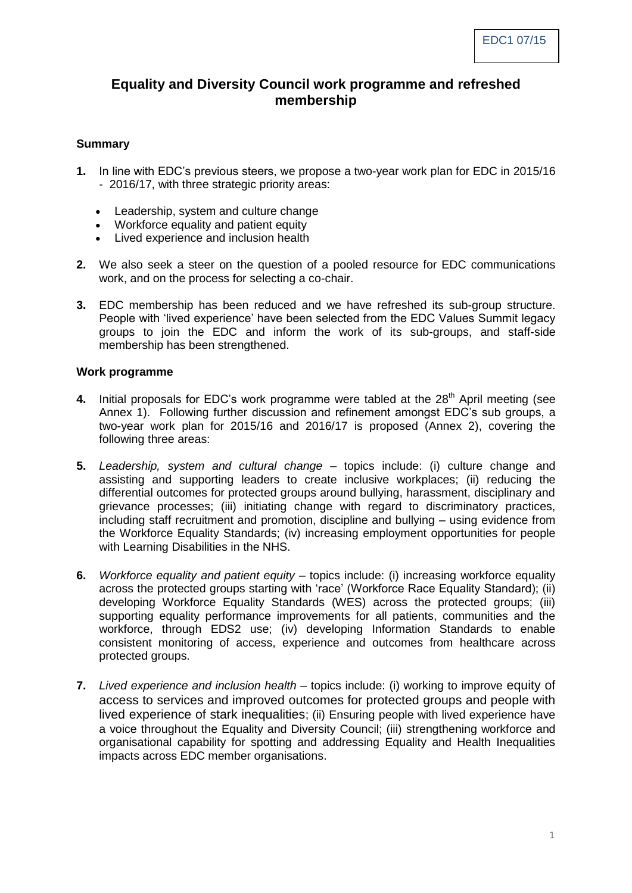EDC1 07/15

# Equality and Diversity Council work programme and refreshed membership

**Summary**

**1.** In line with EDC's previous steers, we propose a two-year work plan for EDC in 2015/16 - 2016/17, with three strategic priority areas:

- Leadership, system and culture change
- Workforce equality and patient equity
- Lived experience and inclusion health

**2.** We also seek a steer on the question of a pooled resource for EDC communications work, and on the process for selecting a co-chair.

**3.** EDC membership has been reduced and we have refreshed its sub-group structure. People with 'lived experience' have been selected from the EDC Values Summit legacy groups to join the EDC and inform the work of its sub-groups, and staff-side membership has been strengthened.

**Work programme**

**4.** Initial proposals for EDC's work programme were tabled at the 28th April meeting (see Annex 1). Following further discussion and refinement amongst EDC's sub groups, a two-year work plan for 2015/16 and 2016/17 is proposed (Annex 2), covering the following three areas:

**5.** *Leadership, system and cultural change* – topics include: (i) culture change and assisting and supporting leaders to create inclusive workplaces; (ii) reducing the differential outcomes for protected groups around bullying, harassment, disciplinary and grievance processes; (iii) initiating change with regard to discriminatory practices, including staff recruitment and promotion, discipline and bullying – using evidence from the Workforce Equality Standards; (iv) increasing employment opportunities for people with Learning Disabilities in the NHS.

**6.** *Workforce equality and patient equity* – topics include: (i) increasing workforce equality across the protected groups starting with 'race' (Workforce Race Equality Standard); (ii) developing Workforce Equality Standards (WES) across the protected groups; (iii) supporting equality performance improvements for all patients, communities and the workforce, through EDS2 use; (iv) developing Information Standards to enable consistent monitoring of access, experience and outcomes from healthcare across protected groups.

**7.** *Lived experience and inclusion health* – topics include: (i) working to improve equity of access to services and improved outcomes for protected groups and people with lived experience of stark inequalities; (ii) Ensuring people with lived experience have a voice throughout the Equality and Diversity Council; (iii) strengthening workforce and organisational capability for spotting and addressing Equality and Health Inequalities impacts across EDC member organisations.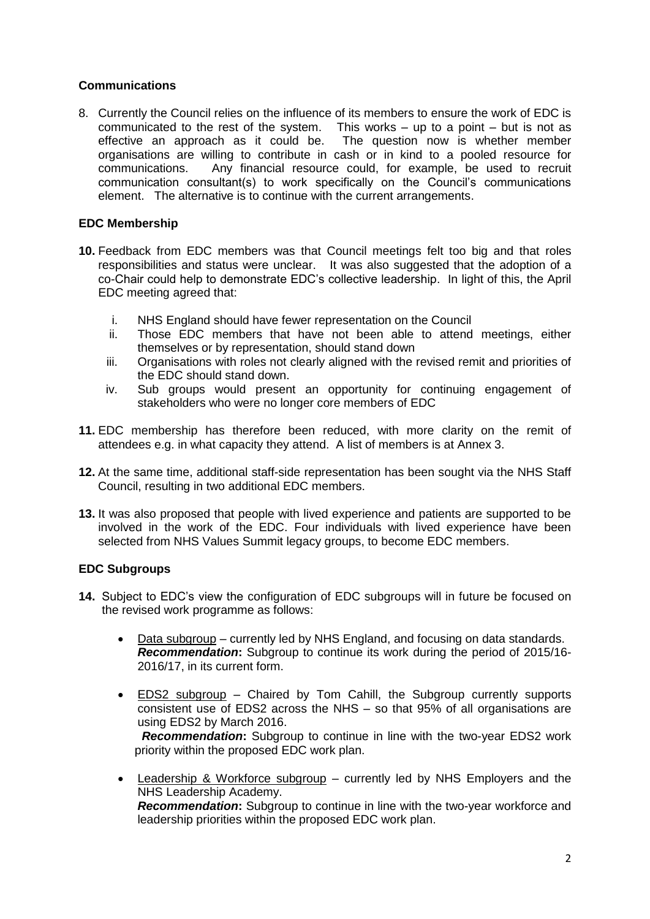## Communications

8. Currently the Council relies on the influence of its members to ensure the work of EDC is communicated to the rest of the system. This works – up to a point – but is not as effective an approach as it could be. The question now is whether member organisations are willing to contribute in cash or in kind to a pooled resource for communications. Any financial resource could, for example, be used to recruit communication consultant(s) to work specifically on the Council's communications element. The alternative is to continue with the current arrangements.

## EDC Membership

**10.** Feedback from EDC members was that Council meetings felt too big and that roles responsibilities and status were unclear. It was also suggested that the adoption of a co-Chair could help to demonstrate EDC's collective leadership. In light of this, the April EDC meeting agreed that:

   i. NHS England should have fewer representation on the Council
   ii. Those EDC members that have not been able to attend meetings, either themselves or by representation, should stand down
   iii. Organisations with roles not clearly aligned with the revised remit and priorities of the EDC should stand down.
   iv. Sub groups would present an opportunity for continuing engagement of stakeholders who were no longer core members of EDC

**11.** EDC membership has therefore been reduced, with more clarity on the remit of attendees e.g. in what capacity they attend. A list of members is at Annex 3.

**12.** At the same time, additional staff-side representation has been sought via the NHS Staff Council, resulting in two additional EDC members.

**13.** It was also proposed that people with lived experience and patients are supported to be involved in the work of the EDC. Four individuals with lived experience have been selected from NHS Values Summit legacy groups, to become EDC members.

## EDC Subgroups

**14.** Subject to EDC's view the configuration of EDC subgroups will in future be focused on the revised work programme as follows:

- Data subgroup – currently led by NHS England, and focusing on data standards. ***Recommendation*****:** Subgroup to continue its work during the period of 2015/16-2016/17, in its current form.

- EDS2 subgroup – Chaired by Tom Cahill, the Subgroup currently supports consistent use of EDS2 across the NHS – so that 95% of all organisations are using EDS2 by March 2016.
  ***Recommendation*****:** Subgroup to continue in line with the two-year EDS2 work priority within the proposed EDC work plan.

- Leadership & Workforce subgroup – currently led by NHS Employers and the NHS Leadership Academy.
  ***Recommendation*****:** Subgroup to continue in line with the two-year workforce and leadership priorities within the proposed EDC work plan.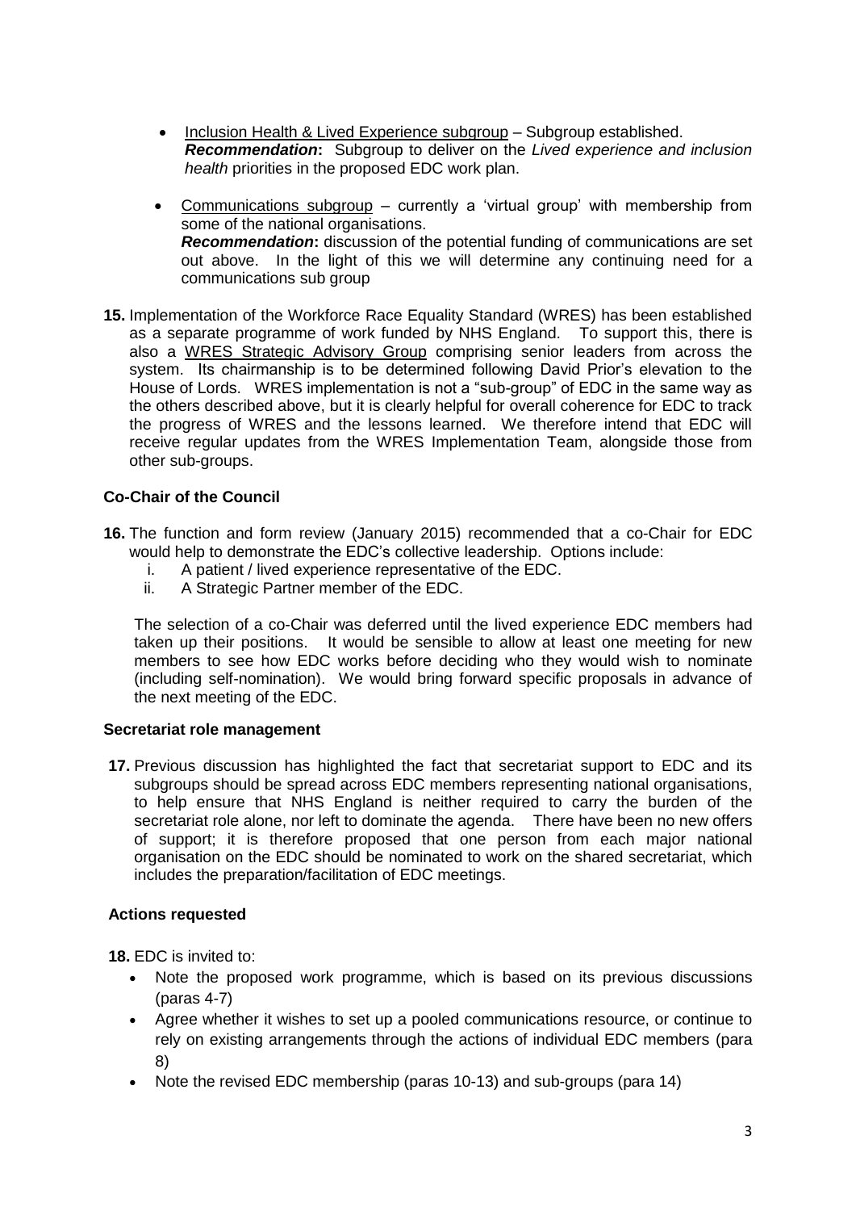- Inclusion Health & Lived Experience subgroup – Subgroup established.
  ***Recommendation*:** Subgroup to deliver on the *Lived experience and inclusion health* priorities in the proposed EDC work plan.

- Communications subgroup – currently a 'virtual group' with membership from some of the national organisations.
  ***Recommendation*:** discussion of the potential funding of communications are set out above. In the light of this we will determine any continuing need for a communications sub group

**15.** Implementation of the Workforce Race Equality Standard (WRES) has been established as a separate programme of work funded by NHS England. To support this, there is also a WRES Strategic Advisory Group comprising senior leaders from across the system. Its chairmanship is to be determined following David Prior's elevation to the House of Lords. WRES implementation is not a "sub-group" of EDC in the same way as the others described above, but it is clearly helpful for overall coherence for EDC to track the progress of WRES and the lessons learned. We therefore intend that EDC will receive regular updates from the WRES Implementation Team, alongside those from other sub-groups.

### Co-Chair of the Council

**16.** The function and form review (January 2015) recommended that a co-Chair for EDC would help to demonstrate the EDC's collective leadership. Options include:

i. A patient / lived experience representative of the EDC.
ii. A Strategic Partner member of the EDC.

The selection of a co-Chair was deferred until the lived experience EDC members had taken up their positions. It would be sensible to allow at least one meeting for new members to see how EDC works before deciding who they would wish to nominate (including self-nomination). We would bring forward specific proposals in advance of the next meeting of the EDC.

### Secretariat role management

**17.** Previous discussion has highlighted the fact that secretariat support to EDC and its subgroups should be spread across EDC members representing national organisations, to help ensure that NHS England is neither required to carry the burden of the secretariat role alone, nor left to dominate the agenda. There have been no new offers of support; it is therefore proposed that one person from each major national organisation on the EDC should be nominated to work on the shared secretariat, which includes the preparation/facilitation of EDC meetings.

### Actions requested

**18.** EDC is invited to:

- Note the proposed work programme, which is based on its previous discussions (paras 4-7)
- Agree whether it wishes to set up a pooled communications resource, or continue to rely on existing arrangements through the actions of individual EDC members (para 8)
- Note the revised EDC membership (paras 10-13) and sub-groups (para 14)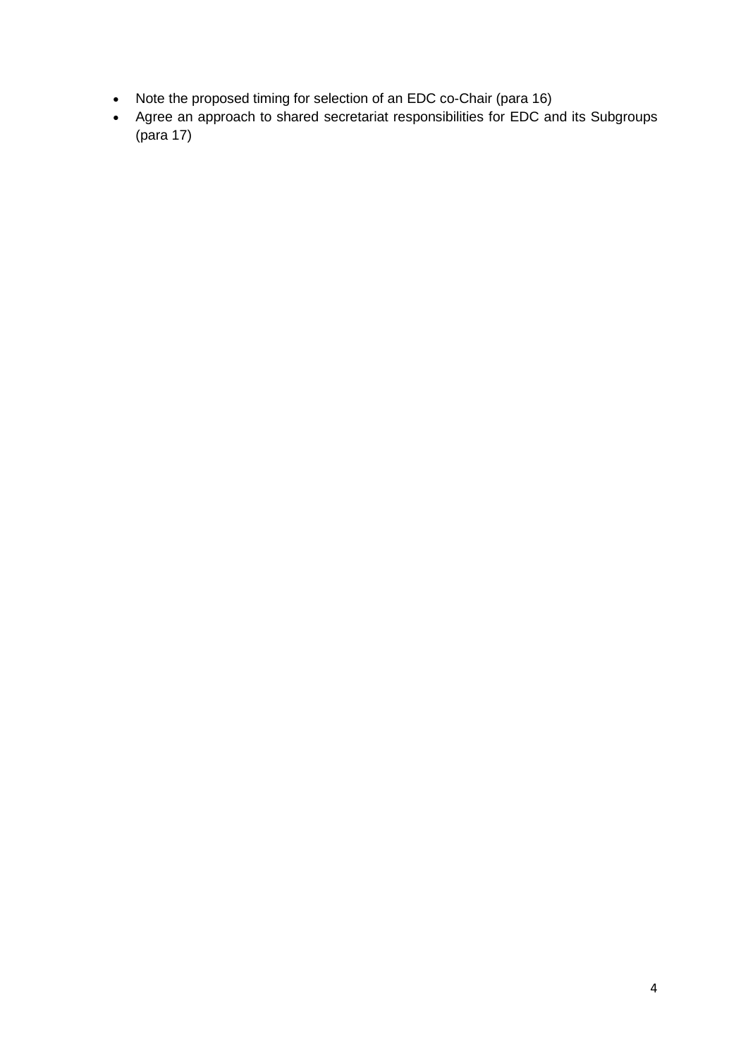- Note the proposed timing for selection of an EDC co-Chair (para 16)
- Agree an approach to shared secretariat responsibilities for EDC and its Subgroups (para 17)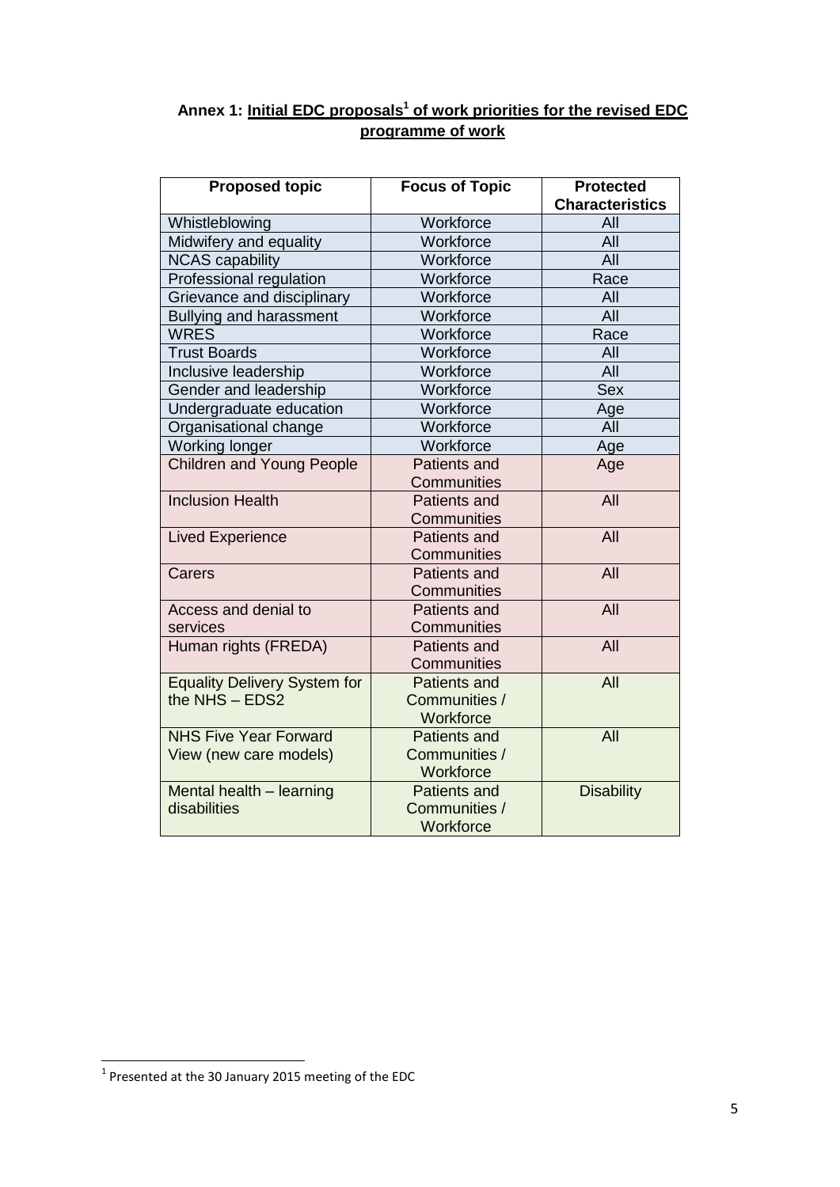## Annex 1: Initial EDC proposals[1] of work priorities for the revised EDC programme of work

| Proposed topic | Focus of Topic | Protected Characteristics |
|---|---|---|
| Whistleblowing | Workforce | All |
| Midwifery and equality | Workforce | All |
| NCAS capability | Workforce | All |
| Professional regulation | Workforce | Race |
| Grievance and disciplinary | Workforce | All |
| Bullying and harassment | Workforce | All |
| WRES | Workforce | Race |
| Trust Boards | Workforce | All |
| Inclusive leadership | Workforce | All |
| Gender and leadership | Workforce | Sex |
| Undergraduate education | Workforce | Age |
| Organisational change | Workforce | All |
| Working longer | Workforce | Age |
| Children and Young People | Patients and Communities | Age |
| Inclusion Health | Patients and Communities | All |
| Lived Experience | Patients and Communities | All |
| Carers | Patients and Communities | All |
| Access and denial to services | Patients and Communities | All |
| Human rights (FREDA) | Patients and Communities | All |
| Equality Delivery System for the NHS – EDS2 | Patients and Communities / Workforce | All |
| NHS Five Year Forward View (new care models) | Patients and Communities / Workforce | All |
| Mental health – learning disabilities | Patients and Communities / Workforce | Disability |

[1] Presented at the 30 January 2015 meeting of the EDC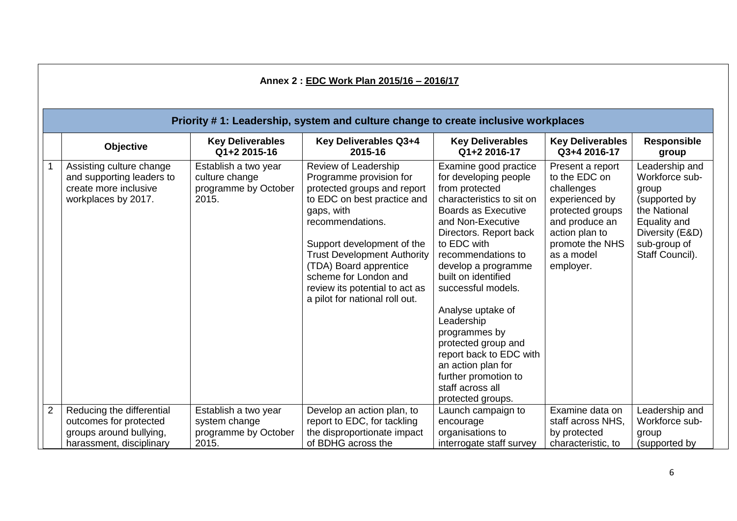**Annex 2 : EDC Work Plan 2015/16 – 2016/17**

| Priority # 1: Leadership, system and culture change to create inclusive workplaces | | | | | | |
|---|---|---|---|---|---|---|
| | **Objective** | **Key Deliverables Q1+2 2015-16** | **Key Deliverables Q3+4 2015-16** | **Key Deliverables Q1+2 2016-17** | **Key Deliverables Q3+4 2016-17** | **Responsible group** |
| 1 | Assisting culture change and supporting leaders to create more inclusive workplaces by 2017. | Establish a two year culture change programme by October 2015. | Review of Leadership Programme provision for protected groups and report to EDC on best practice and gaps, with recommendations.<br><br>Support development of the Trust Development Authority (TDA) Board apprentice scheme for London and review its potential to act as a pilot for national roll out. | Examine good practice for developing people from protected characteristics to sit on Boards as Executive and Non-Executive Directors. Report back to EDC with recommendations to develop a programme built on identified successful models.<br><br>Analyse uptake of Leadership programmes by protected group and report back to EDC with an action plan for further promotion to staff across all protected groups. | Present a report to the EDC on challenges experienced by protected groups and produce an action plan to promote the NHS as a model employer. | Leadership and Workforce sub-group (supported by the National Equality and Diversity (E&D) sub-group of Staff Council). |
| 2 | Reducing the differential outcomes for protected groups around bullying, harassment, disciplinary | Establish a two year system change programme by October 2015. | Develop an action plan, to report to EDC, for tackling the disproportionate impact of BDHG across the | Launch campaign to encourage organisations to interrogate staff survey | Examine data on staff across NHS, by protected characteristic, to | Leadership and Workforce sub-group (supported by |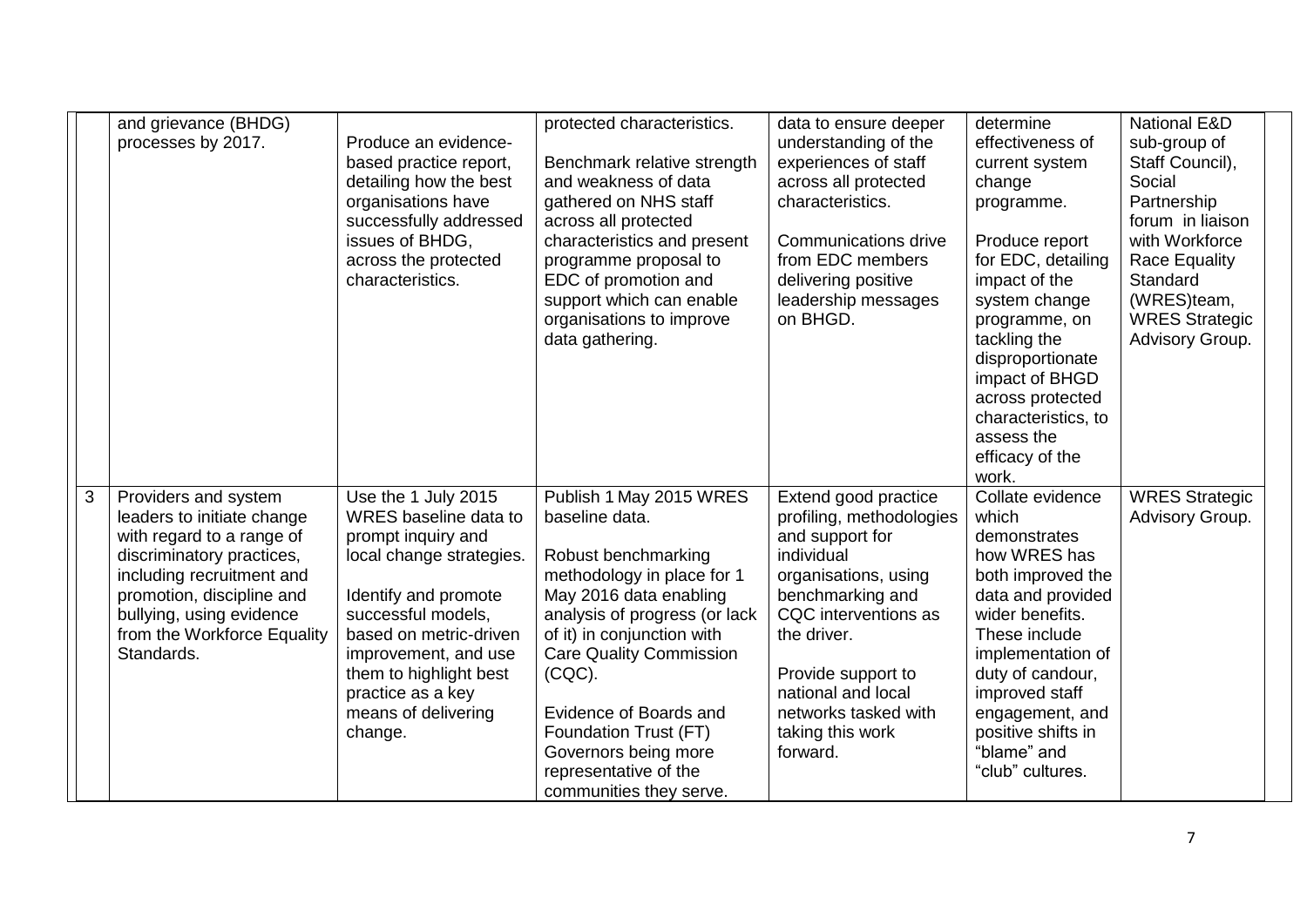|   |   |   |   |   |   |   |
|---|---|---|---|---|---|---|
|  | and grievance (BHDG) processes by 2017. | Produce an evidence-based practice report, detailing how the best organisations have successfully addressed issues of BHDG, across the protected characteristics. | protected characteristics.<br><br>Benchmark relative strength and weakness of data gathered on NHS staff across all protected characteristics and present programme proposal to EDC of promotion and support which can enable organisations to improve data gathering. | data to ensure deeper understanding of the experiences of staff across all protected characteristics.<br><br>Communications drive from EDC members delivering positive leadership messages on BHGD. | determine effectiveness of current system change programme.<br><br>Produce report for EDC, detailing impact of the system change programme, on tackling the disproportionate impact of BHGD across protected characteristics, to assess the efficacy of the work. | National E&D sub-group of Staff Council), Social Partnership forum in liaison with Workforce Race Equality Standard (WRES)team, WRES Strategic Advisory Group. |
| 3 | Providers and system leaders to initiate change with regard to a range of discriminatory practices, including recruitment and promotion, discipline and bullying, using evidence from the Workforce Equality Standards. | Use the 1 July 2015 WRES baseline data to prompt inquiry and local change strategies.<br><br>Identify and promote successful models, based on metric-driven improvement, and use them to highlight best practice as a key means of delivering change. | Publish 1 May 2015 WRES baseline data.<br><br>Robust benchmarking methodology in place for 1 May 2016 data enabling analysis of progress (or lack of it) in conjunction with Care Quality Commission (CQC).<br><br>Evidence of Boards and Foundation Trust (FT) Governors being more representative of the communities they serve. | Extend good practice profiling, methodologies and support for individual organisations, using benchmarking and CQC interventions as the driver.<br><br>Provide support to national and local networks tasked with taking this work forward. | Collate evidence which demonstrates how WRES has both improved the data and provided wider benefits. These include implementation of duty of candour, improved staff engagement, and positive shifts in "blame" and "club" cultures. | WRES Strategic Advisory Group. |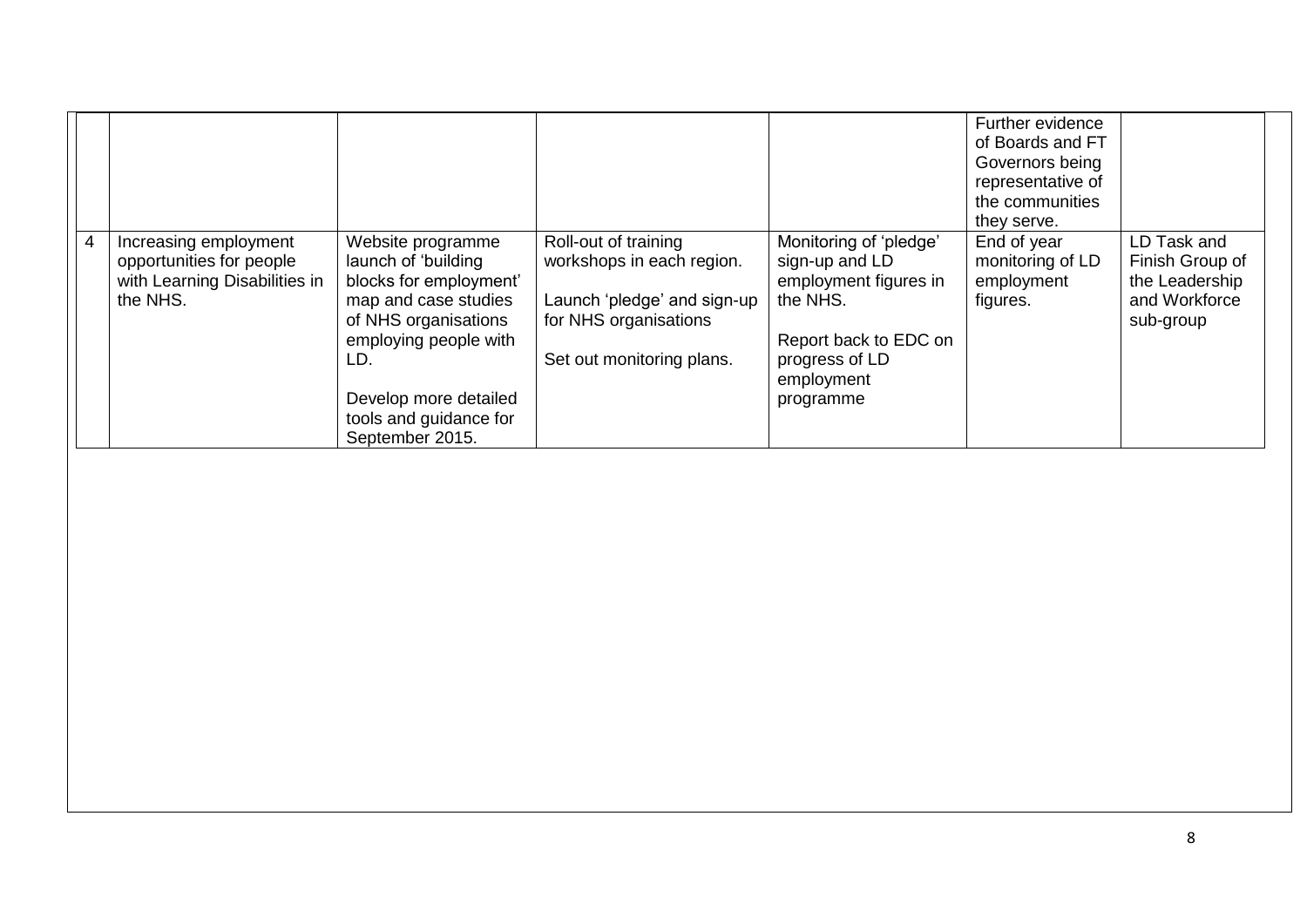| | | | | | | |
|---|---|---|---|---|---|---|
| | | | | | Further evidence of Boards and FT Governors being representative of the communities they serve. | |
| 4 | Increasing employment opportunities for people with Learning Disabilities in the NHS. | Website programme launch of 'building blocks for employment' map and case studies of NHS organisations employing people with LD.<br><br>Develop more detailed tools and guidance for September 2015. | Roll-out of training workshops in each region.<br><br>Launch 'pledge' and sign-up for NHS organisations<br><br>Set out monitoring plans. | Monitoring of 'pledge' sign-up and LD employment figures in the NHS.<br><br>Report back to EDC on progress of LD employment programme | End of year monitoring of LD employment figures. | LD Task and Finish Group of the Leadership and Workforce sub-group |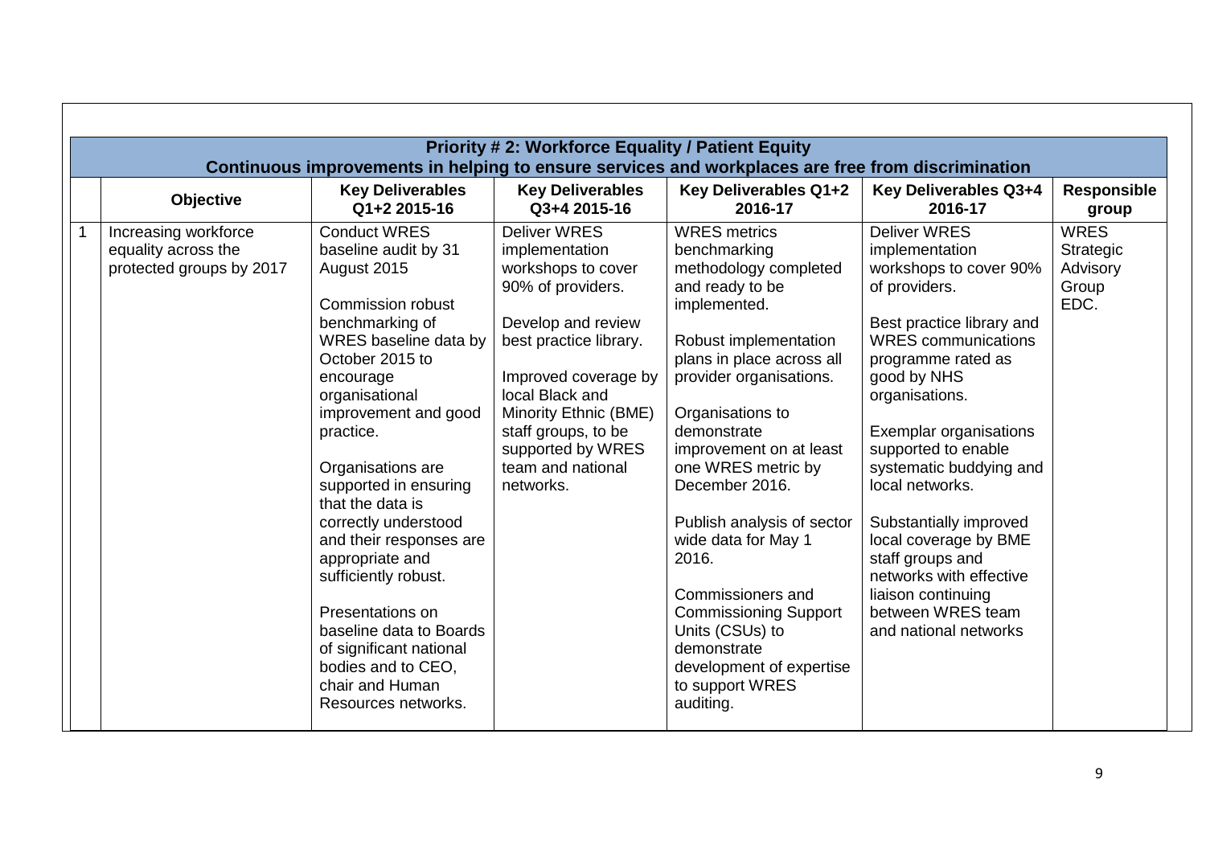| | Priority # 2: Workforce Equality / Patient Equity<br>Continuous improvements in helping to ensure services and workplaces are free from discrimination | | | | | |
|---|---|---|---|---|---|---|
| | **Objective** | **Key Deliverables Q1+2 2015-16** | **Key Deliverables Q3+4 2015-16** | **Key Deliverables Q1+2 2016-17** | **Key Deliverables Q3+4 2016-17** | **Responsible group** |
| 1 | Increasing workforce equality across the protected groups by 2017 | Conduct WRES baseline audit by 31 August 2015<br><br>Commission robust benchmarking of WRES baseline data by October 2015 to encourage organisational improvement and good practice.<br><br>Organisations are supported in ensuring that the data is correctly understood and their responses are appropriate and sufficiently robust.<br><br>Presentations on baseline data to Boards of significant national bodies and to CEO, chair and Human Resources networks. | Deliver WRES implementation workshops to cover 90% of providers.<br><br>Develop and review best practice library.<br><br>Improved coverage by local Black and Minority Ethnic (BME) staff groups, to be supported by WRES team and national networks. | WRES metrics benchmarking methodology completed and ready to be implemented.<br><br>Robust implementation plans in place across all provider organisations.<br><br>Organisations to demonstrate improvement on at least one WRES metric by December 2016.<br><br>Publish analysis of sector wide data for May 1 2016.<br><br>Commissioners and Commissioning Support Units (CSUs) to demonstrate development of expertise to support WRES auditing. | Deliver WRES implementation workshops to cover 90% of providers.<br><br>Best practice library and WRES communications programme rated as good by NHS organisations.<br><br>Exemplar organisations supported to enable systematic buddying and local networks.<br><br>Substantially improved local coverage by BME staff groups and networks with effective liaison continuing between WRES team and national networks | WRES Strategic Advisory Group EDC. |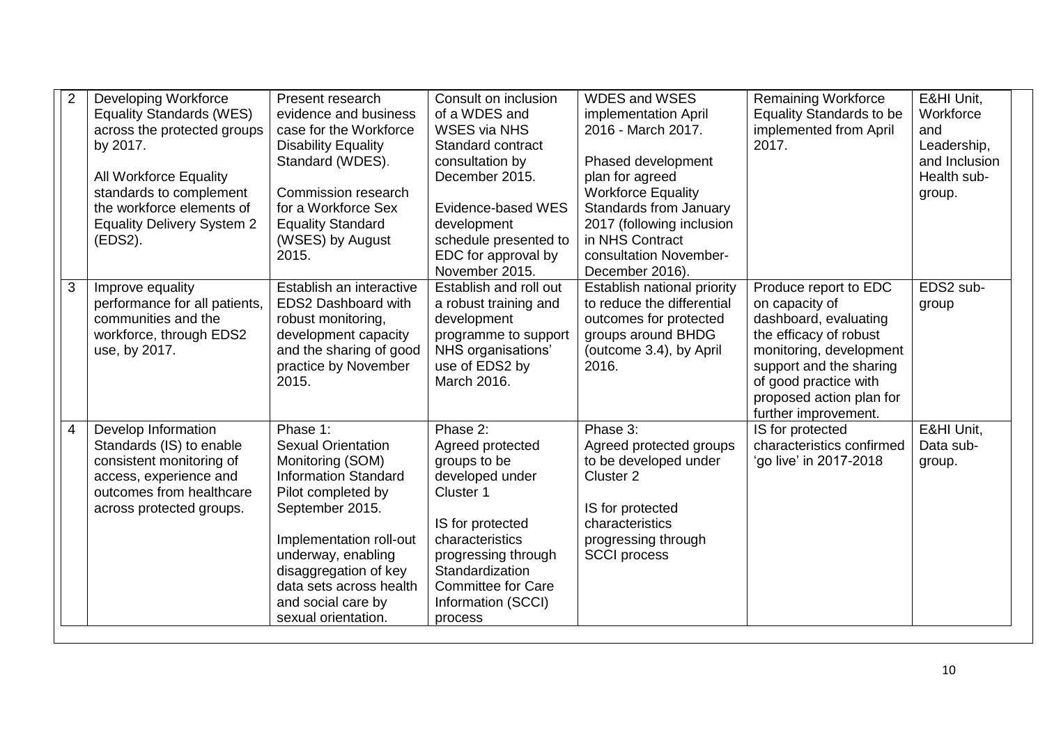| 2 | Developing Workforce Equality Standards (WES) across the protected groups by 2017.<br><br>All Workforce Equality standards to complement the workforce elements of Equality Delivery System 2 (EDS2). | Present research evidence and business case for the Workforce Disability Equality Standard (WDES).<br><br>Commission research for a Workforce Sex Equality Standard (WSES) by August 2015. | Consult on inclusion of a WDES and WSES via NHS Standard contract consultation by December 2015.<br><br>Evidence-based WES development schedule presented to EDC for approval by November 2015. | WDES and WSES implementation April 2016 - March 2017.<br><br>Phased development plan for agreed Workforce Equality Standards from January 2017 (following inclusion in NHS Contract consultation November-December 2016). | Remaining Workforce Equality Standards to be implemented from April 2017. | E&HI Unit, Workforce and Leadership, and Inclusion Health sub-group. |
|---|---|---|---|---|---|---|
| 3 | Improve equality performance for all patients, communities and the workforce, through EDS2 use, by 2017. | Establish an interactive EDS2 Dashboard with robust monitoring, development capacity and the sharing of good practice by November 2015. | Establish and roll out a robust training and development programme to support NHS organisations' use of EDS2 by March 2016. | Establish national priority to reduce the differential outcomes for protected groups around BHDG (outcome 3.4), by April 2016. | Produce report to EDC on capacity of dashboard, evaluating the efficacy of robust monitoring, development support and the sharing of good practice with proposed action plan for further improvement. | EDS2 sub-group |
| 4 | Develop Information Standards (IS) to enable consistent monitoring of access, experience and outcomes from healthcare across protected groups. | Phase 1:<br>Sexual Orientation Monitoring (SOM) Information Standard Pilot completed by September 2015.<br><br>Implementation roll-out underway, enabling disaggregation of key data sets across health and social care by sexual orientation. | Phase 2:<br>Agreed protected groups to be developed under Cluster 1<br><br>IS for protected characteristics progressing through Standardization Committee for Care Information (SCCI) process | Phase 3:<br>Agreed protected groups to be developed under Cluster 2<br><br>IS for protected characteristics progressing through SCCI process | IS for protected characteristics confirmed 'go live' in 2017-2018 | E&HI Unit, Data sub-group. |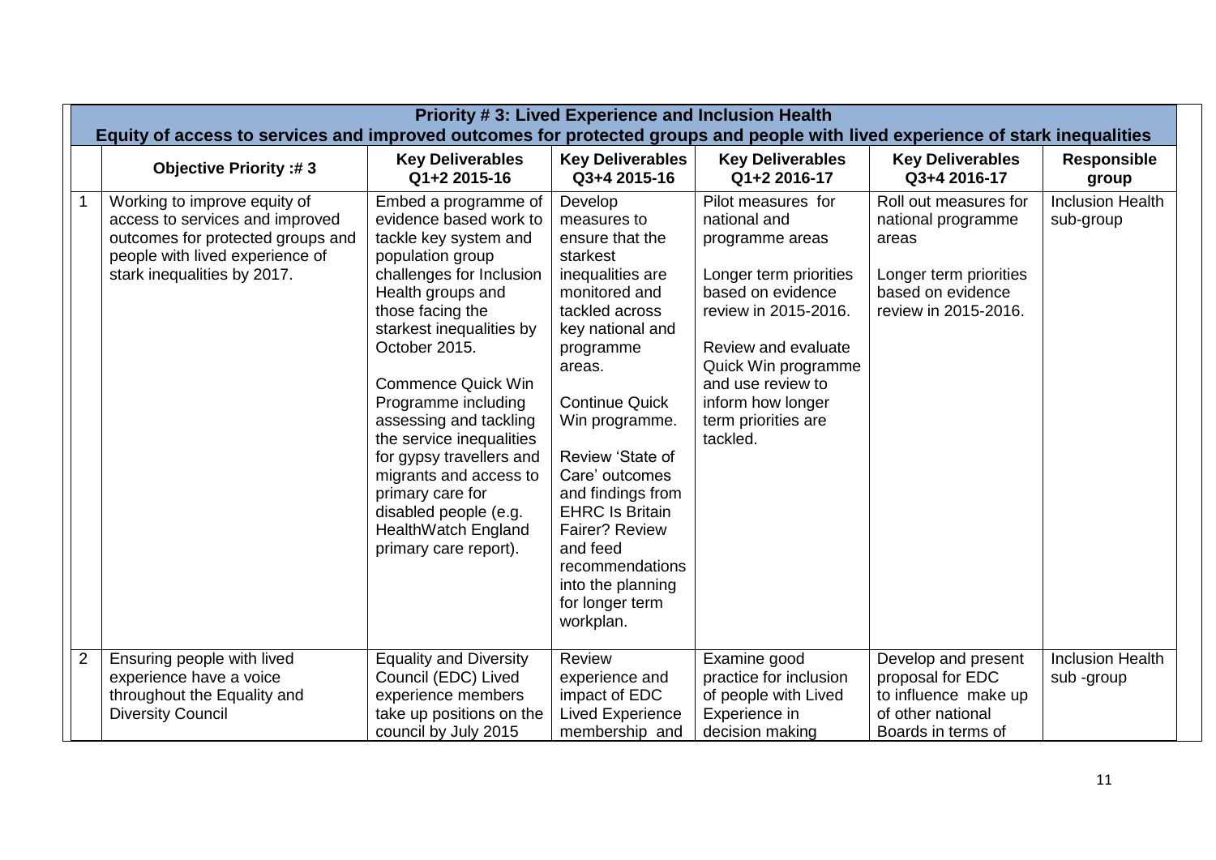| | Priority # 3: Lived Experience and Inclusion Health<br>Equity of access to services and improved outcomes for protected groups and people with lived experience of stark inequalities | | | | | |
|---|---|---|---|---|---|---|
| | **Objective Priority :# 3** | **Key Deliverables Q1+2 2015-16** | **Key Deliverables Q3+4 2015-16** | **Key Deliverables Q1+2 2016-17** | **Key Deliverables Q3+4 2016-17** | **Responsible group** |
| 1 | Working to improve equity of access to services and improved outcomes for protected groups and people with lived experience of stark inequalities by 2017. | Embed a programme of evidence based work to tackle key system and population group challenges for Inclusion Health groups and those facing the starkest inequalities by October 2015.<br><br>Commence Quick Win Programme including assessing and tackling the service inequalities for gypsy travellers and migrants and access to primary care for disabled people (e.g. HealthWatch England primary care report). | Develop measures to ensure that the starkest inequalities are monitored and tackled across key national and programme areas.<br><br>Continue Quick Win programme.<br><br>Review 'State of Care' outcomes and findings from EHRC Is Britain Fairer? Review and feed recommendations into the planning for longer term workplan. | Pilot measures for national and programme areas<br><br>Longer term priorities based on evidence review in 2015-2016.<br><br>Review and evaluate Quick Win programme and use review to inform how longer term priorities are tackled. | Roll out measures for national programme areas<br><br>Longer term priorities based on evidence review in 2015-2016. | Inclusion Health sub-group |
| 2 | Ensuring people with lived experience have a voice throughout the Equality and Diversity Council | Equality and Diversity Council (EDC) Lived experience members take up positions on the council by July 2015 | Review experience and impact of EDC Lived Experience membership and | Examine good practice for inclusion of people with Lived Experience in decision making | Develop and present proposal for EDC to influence make up of other national Boards in terms of | Inclusion Health sub -group |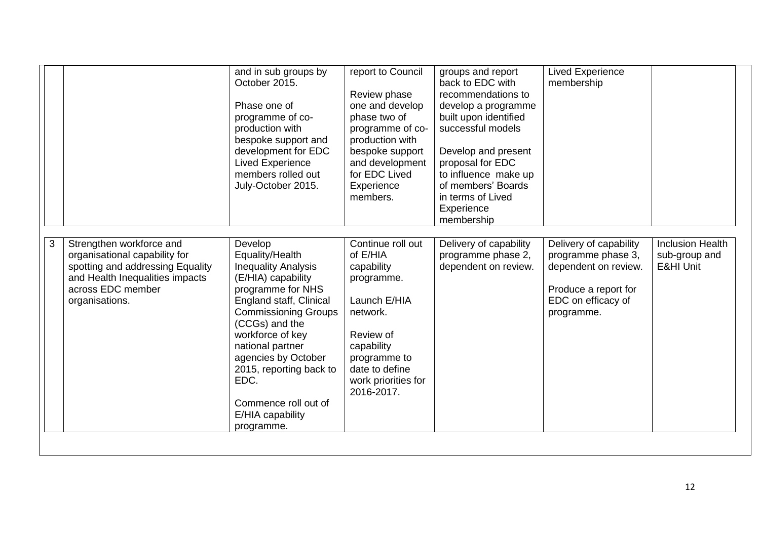| | | | | | | |
|---|---|---|---|---|---|---|
| | | and in sub groups by October 2015.<br><br>Phase one of programme of co-production with bespoke support and development for EDC Lived Experience members rolled out July-October 2015. | report to Council<br><br>Review phase one and develop phase two of programme of co-production with bespoke support and development for EDC Lived Experience members. | groups and report back to EDC with recommendations to develop a programme built upon identified successful models<br><br>Develop and present proposal for EDC to influence make up of members' Boards in terms of Lived Experience membership | Lived Experience membership | |
| 3 | Strengthen workforce and organisational capability for spotting and addressing Equality and Health Inequalities impacts across EDC member organisations. | Develop Equality/Health Inequality Analysis (E/HIA) capability programme for NHS England staff, Clinical Commissioning Groups (CCGs) and the workforce of key national partner agencies by October 2015, reporting back to EDC.<br><br>Commence roll out of E/HIA capability programme. | Continue roll out of E/HIA capability programme.<br><br>Launch E/HIA network.<br><br>Review of capability programme to date to define work priorities for 2016-2017. | Delivery of capability programme phase 2, dependent on review. | Delivery of capability programme phase 3, dependent on review.<br><br>Produce a report for EDC on efficacy of programme. | Inclusion Health sub-group and E&HI Unit |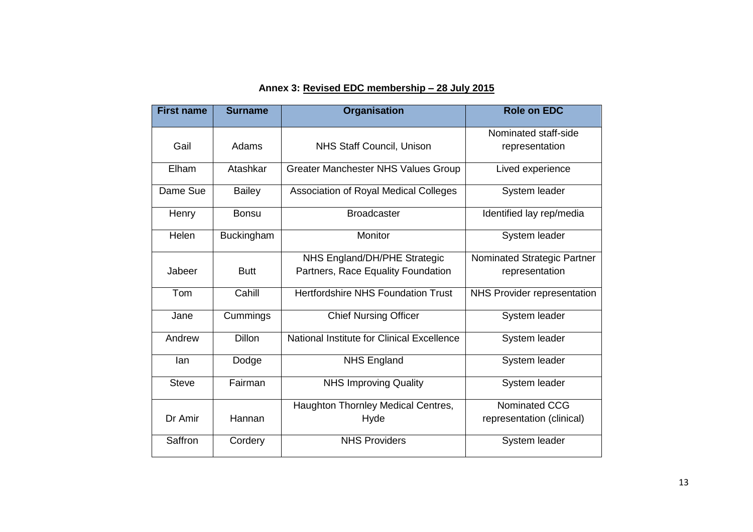**Annex 3: Revised EDC membership – 28 July 2015**

| First name | Surname | Organisation | Role on EDC |
| --- | --- | --- | --- |
| Gail | Adams | NHS Staff Council, Unison | Nominated staff-side representation |
| Elham | Atashkar | Greater Manchester NHS Values Group | Lived experience |
| Dame Sue | Bailey | Association of Royal Medical Colleges | System leader |
| Henry | Bonsu | Broadcaster | Identified lay rep/media |
| Helen | Buckingham | Monitor | System leader |
| Jabeer | Butt | NHS England/DH/PHE Strategic Partners, Race Equality Foundation | Nominated Strategic Partner representation |
| Tom | Cahill | Hertfordshire NHS Foundation Trust | NHS Provider representation |
| Jane | Cummings | Chief Nursing Officer | System leader |
| Andrew | Dillon | National Institute for Clinical Excellence | System leader |
| Ian | Dodge | NHS England | System leader |
| Steve | Fairman | NHS Improving Quality | System leader |
| Dr Amir | Hannan | Haughton Thornley Medical Centres, Hyde | Nominated CCG representation (clinical) |
| Saffron | Cordery | NHS Providers | System leader |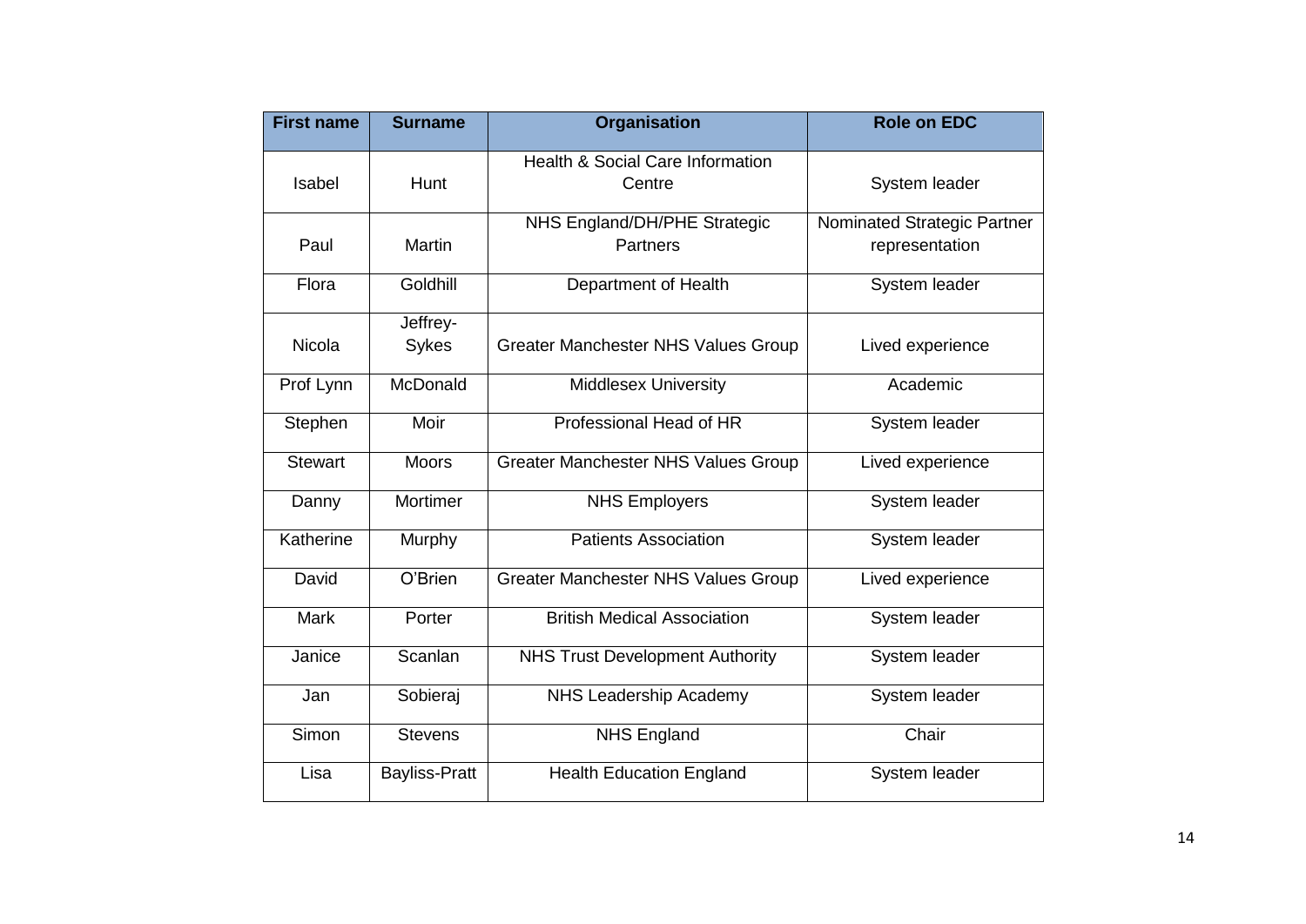| First name | Surname | Organisation | Role on EDC |
|---|---|---|---|
| Isabel | Hunt | Health & Social Care Information Centre | System leader |
| Paul | Martin | NHS England/DH/PHE Strategic Partners | Nominated Strategic Partner representation |
| Flora | Goldhill | Department of Health | System leader |
| Nicola | Jeffrey-Sykes | Greater Manchester NHS Values Group | Lived experience |
| Prof Lynn | McDonald | Middlesex University | Academic |
| Stephen | Moir | Professional Head of HR | System leader |
| Stewart | Moors | Greater Manchester NHS Values Group | Lived experience |
| Danny | Mortimer | NHS Employers | System leader |
| Katherine | Murphy | Patients Association | System leader |
| David | O'Brien | Greater Manchester NHS Values Group | Lived experience |
| Mark | Porter | British Medical Association | System leader |
| Janice | Scanlan | NHS Trust Development Authority | System leader |
| Jan | Sobieraj | NHS Leadership Academy | System leader |
| Simon | Stevens | NHS England | Chair |
| Lisa | Bayliss-Pratt | Health Education England | System leader |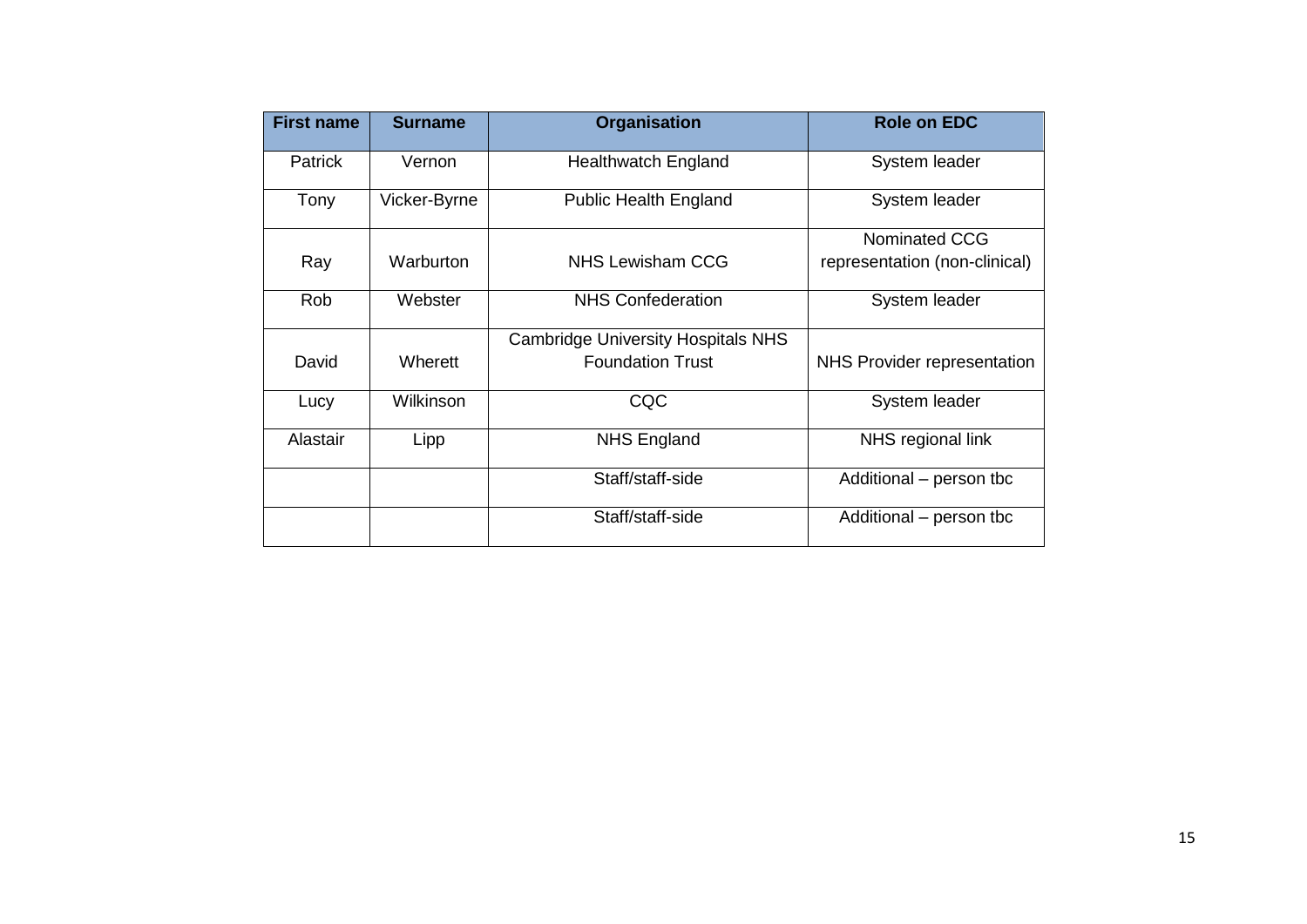| First name | Surname | Organisation | Role on EDC |
|---|---|---|---|
| Patrick | Vernon | Healthwatch England | System leader |
| Tony | Vicker-Byrne | Public Health England | System leader |
| Ray | Warburton | NHS Lewisham CCG | Nominated CCG representation (non-clinical) |
| Rob | Webster | NHS Confederation | System leader |
| David | Wherett | Cambridge University Hospitals NHS Foundation Trust | NHS Provider representation |
| Lucy | Wilkinson | CQC | System leader |
| Alastair | Lipp | NHS England | NHS regional link |
| | | Staff/staff-side | Additional – person tbc |
| | | Staff/staff-side | Additional – person tbc |